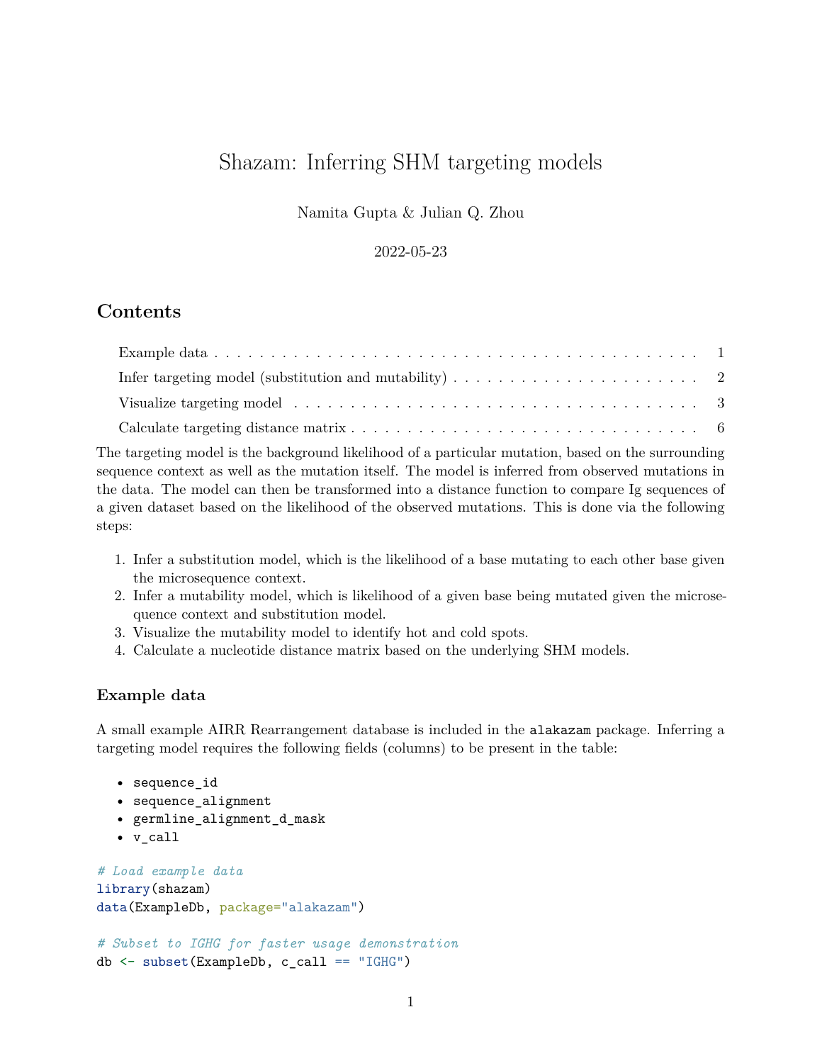# Shazam: Inferring SHM targeting models

Namita Gupta & Julian Q. Zhou

2022-05-23

## Contents

- Example data . . . . . . . . . . . . . . . . . . . . . . . . . . . . . . . . . . . . . . . . . . . . 1
- Infer targeting model (substitution and mutability) . . . . . . . . . . . . . . . . . . . . . . 2
- Visualize targeting model . . . . . . . . . . . . . . . . . . . . . . . . . . . . . . . . . . . . 3
- Calculate targeting distance matrix . . . . . . . . . . . . . . . . . . . . . . . . . . . . . . . 6

The targeting model is the background likelihood of a particular mutation, based on the surrounding sequence context as well as the mutation itself. The model is inferred from observed mutations in the data. The model can then be transformed into a distance function to compare Ig sequences of a given dataset based on the likelihood of the observed mutations. This is done via the following steps:

1. Infer a substitution model, which is the likelihood of a base mutating to each other base given the microsequence context.
2. Infer a mutability model, which is likelihood of a given base being mutated given the microsequence context and substitution model.
3. Visualize the mutability model to identify hot and cold spots.
4. Calculate a nucleotide distance matrix based on the underlying SHM models.

### Example data

A small example AIRR Rearrangement database is included in the `alakazam` package. Inferring a targeting model requires the following fields (columns) to be present in the table:

- `sequence_id`
- `sequence_alignment`
- `germline_alignment_d_mask`
- `v_call`

```r
# Load example data
library(shazam)
data(ExampleDb, package="alakazam")

# Subset to IGHG for faster usage demonstration
db <- subset(ExampleDb, c_call == "IGHG")
```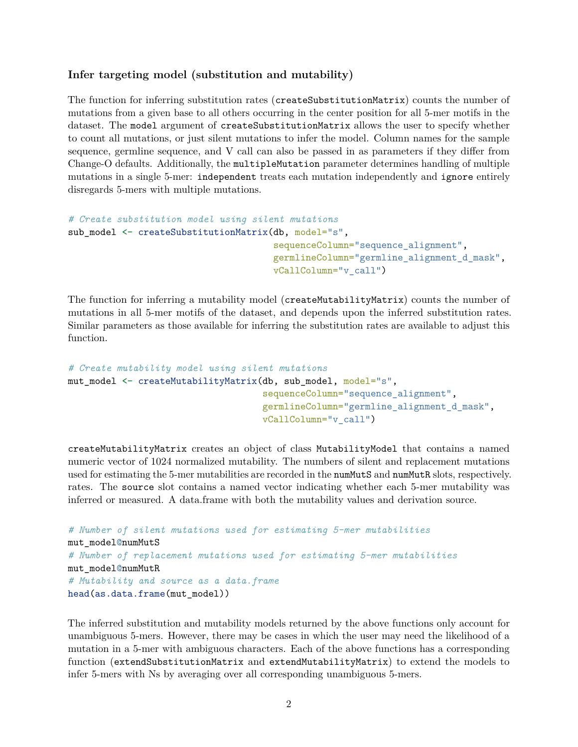### Infer targeting model (substitution and mutability)

The function for inferring substitution rates (`createSubstitutionMatrix`) counts the number of mutations from a given base to all others occurring in the center position for all 5-mer motifs in the dataset. The `model` argument of `createSubstitutionMatrix` allows the user to specify whether to count all mutations, or just silent mutations to infer the model. Column names for the sample sequence, germline sequence, and V call can also be passed in as parameters if they differ from Change-O defaults. Additionally, the `multipleMutation` parameter determines handling of multiple mutations in a single 5-mer: `independent` treats each mutation independently and `ignore` entirely disregards 5-mers with multiple mutations.

```
# Create substitution model using silent mutations
sub_model <- createSubstitutionMatrix(db, model="s",
                                      sequenceColumn="sequence_alignment",
                                      germlineColumn="germline_alignment_d_mask",
                                      vCallColumn="v_call")
```

The function for inferring a mutability model (`createMutabilityMatrix`) counts the number of mutations in all 5-mer motifs of the dataset, and depends upon the inferred substitution rates. Similar parameters as those available for inferring the substitution rates are available to adjust this function.

```
# Create mutability model using silent mutations
mut_model <- createMutabilityMatrix(db, sub_model, model="s",
                                    sequenceColumn="sequence_alignment",
                                    germlineColumn="germline_alignment_d_mask",
                                    vCallColumn="v_call")
```

`createMutabilityMatrix` creates an object of class `MutabilityModel` that contains a named numeric vector of 1024 normalized mutability. The numbers of silent and replacement mutations used for estimating the 5-mer mutabilities are recorded in the `numMutS` and `numMutR` slots, respectively. rates. The `source` slot contains a named vector indicating whether each 5-mer mutability was inferred or measured. A data.frame with both the mutability values and derivation source.

```
# Number of silent mutations used for estimating 5-mer mutabilities
mut_model@numMutS
# Number of replacement mutations used for estimating 5-mer mutabilities
mut_model@numMutR
# Mutability and source as a data.frame
head(as.data.frame(mut_model))
```

The inferred substitution and mutability models returned by the above functions only account for unambiguous 5-mers. However, there may be cases in which the user may need the likelihood of a mutation in a 5-mer with ambiguous characters. Each of the above functions has a corresponding function (`extendSubstitutionMatrix` and `extendMutabilityMatrix`) to extend the models to infer 5-mers with Ns by averaging over all corresponding unambiguous 5-mers.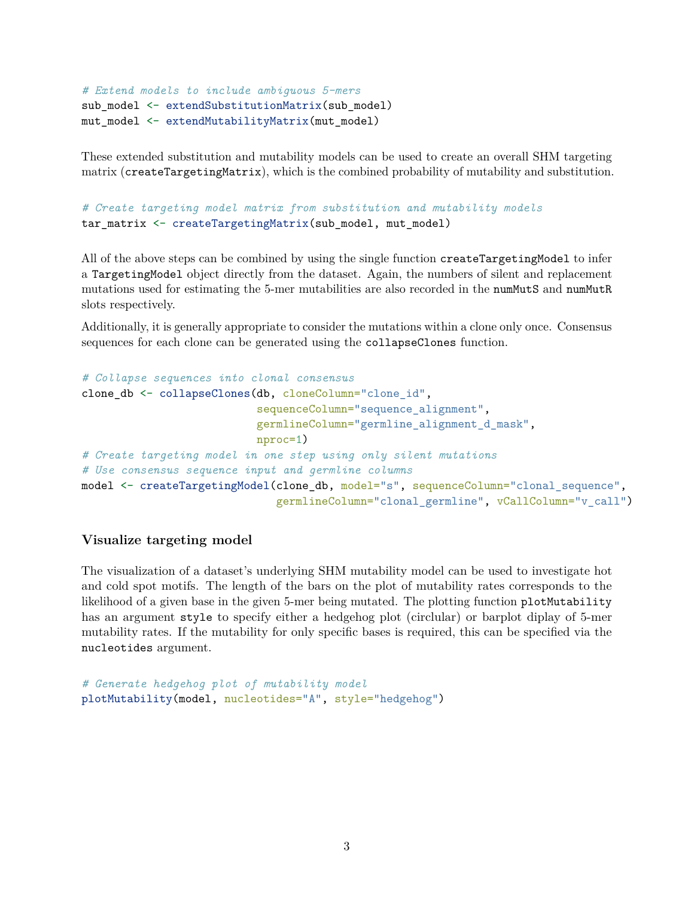```
# Extend models to include ambiguous 5-mers
sub_model <- extendSubstitutionMatrix(sub_model)
mut_model <- extendMutabilityMatrix(mut_model)
```

These extended substitution and mutability models can be used to create an overall SHM targeting matrix (`createTargetingMatrix`), which is the combined probability of mutability and substitution.

```
# Create targeting model matrix from substitution and mutability models
tar_matrix <- createTargetingMatrix(sub_model, mut_model)
```

All of the above steps can be combined by using the single function `createTargetingModel` to infer a `TargetingModel` object directly from the dataset. Again, the numbers of silent and replacement mutations used for estimating the 5-mer mutabilities are also recorded in the `numMutS` and `numMutR` slots respectively.

Additionally, it is generally appropriate to consider the mutations within a clone only once. Consensus sequences for each clone can be generated using the `collapseClones` function.

```
# Collapse sequences into clonal consensus
clone_db <- collapseClones(db, cloneColumn="clone_id",
                           sequenceColumn="sequence_alignment",
                           germlineColumn="germline_alignment_d_mask",
                           nproc=1)
# Create targeting model in one step using only silent mutations
# Use consensus sequence input and germline columns
model <- createTargetingModel(clone_db, model="s", sequenceColumn="clonal_sequence",
                              germlineColumn="clonal_germline", vCallColumn="v_call")
```

### Visualize targeting model

The visualization of a dataset's underlying SHM mutability model can be used to investigate hot and cold spot motifs. The length of the bars on the plot of mutability rates corresponds to the likelihood of a given base in the given 5-mer being mutated. The plotting function `plotMutability` has an argument `style` to specify either a hedgehog plot (circlular) or barplot diplay of 5-mer mutability rates. If the mutability for only specific bases is required, this can be specified via the `nucleotides` argument.

```
# Generate hedgehog plot of mutability model
plotMutability(model, nucleotides="A", style="hedgehog")
```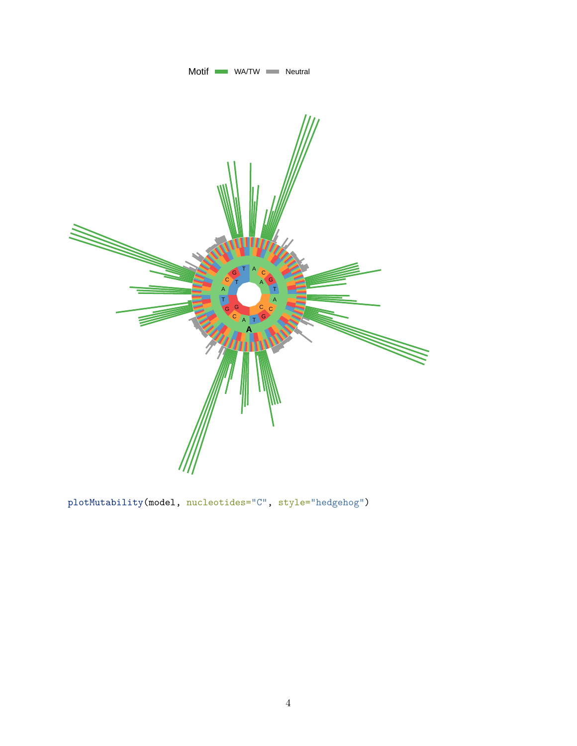```
plotMutability(model, nucleotides="C", style="hedgehog")
```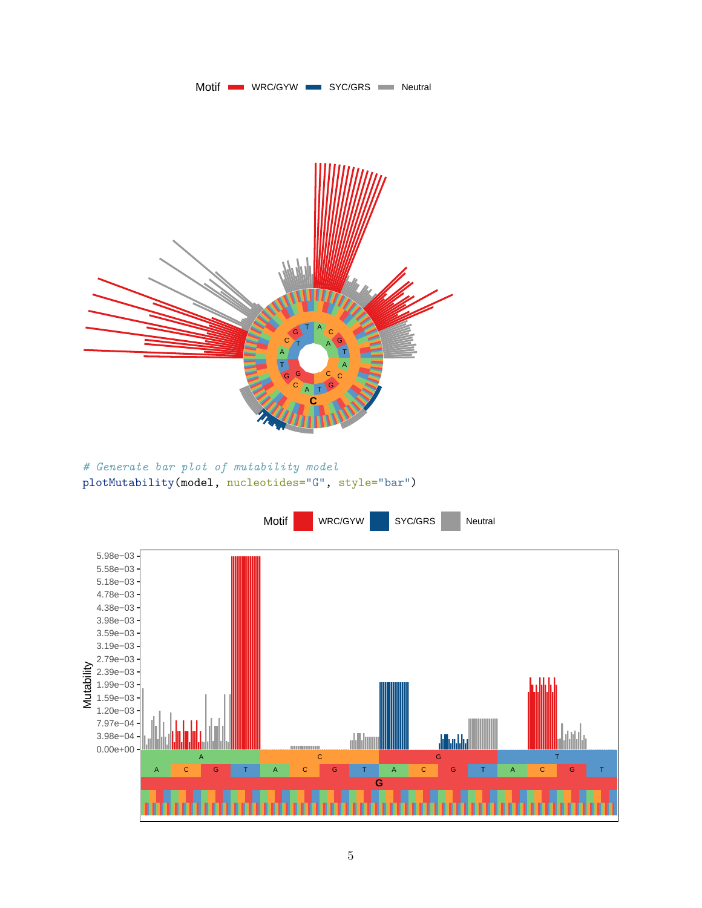```
# Generate bar plot of mutability model
plotMutability(model, nucleotides="G", style="bar")
```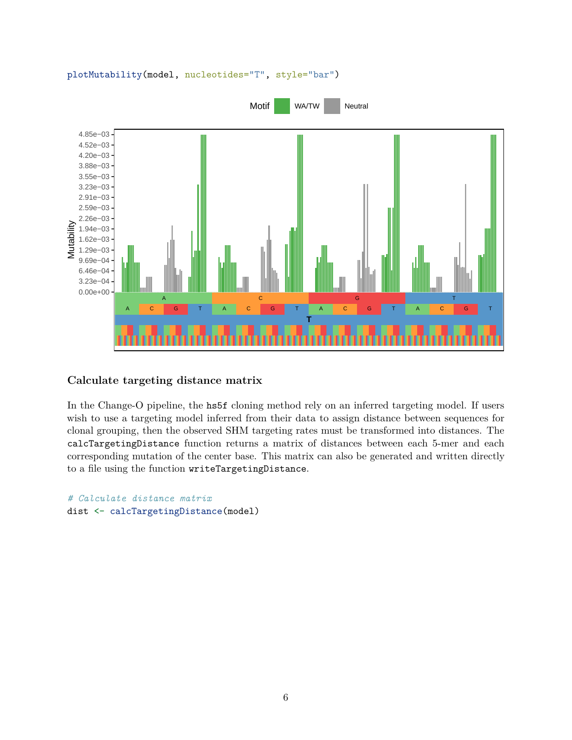```r
plotMutability(model, nucleotides="T", style="bar")
```

Motif WA/TW Neutral

4.85e−03
4.52e−03
4.20e−03
3.88e−03
3.55e−03
3.23e−03
2.91e−03
2.59e−03
2.26e−03
1.94e−03
1.62e−03
1.29e−03
9.69e−04
6.46e−04
3.23e−04
0.00e+00

Mutability

A C G T

A C G T A C G T A C G T A C G T

T

### Calculate targeting distance matrix

In the Change-O pipeline, the `hs5f` cloning method rely on an inferred targeting model. If users wish to use a targeting model inferred from their data to assign distance between sequences for clonal grouping, then the observed SHM targeting rates must be transformed into distances. The `calcTargetingDistance` function returns a matrix of distances between each 5-mer and each corresponding mutation of the center base. This matrix can also be generated and written directly to a file using the function `writeTargetingDistance`.

```r
# Calculate distance matrix
dist <- calcTargetingDistance(model)
```